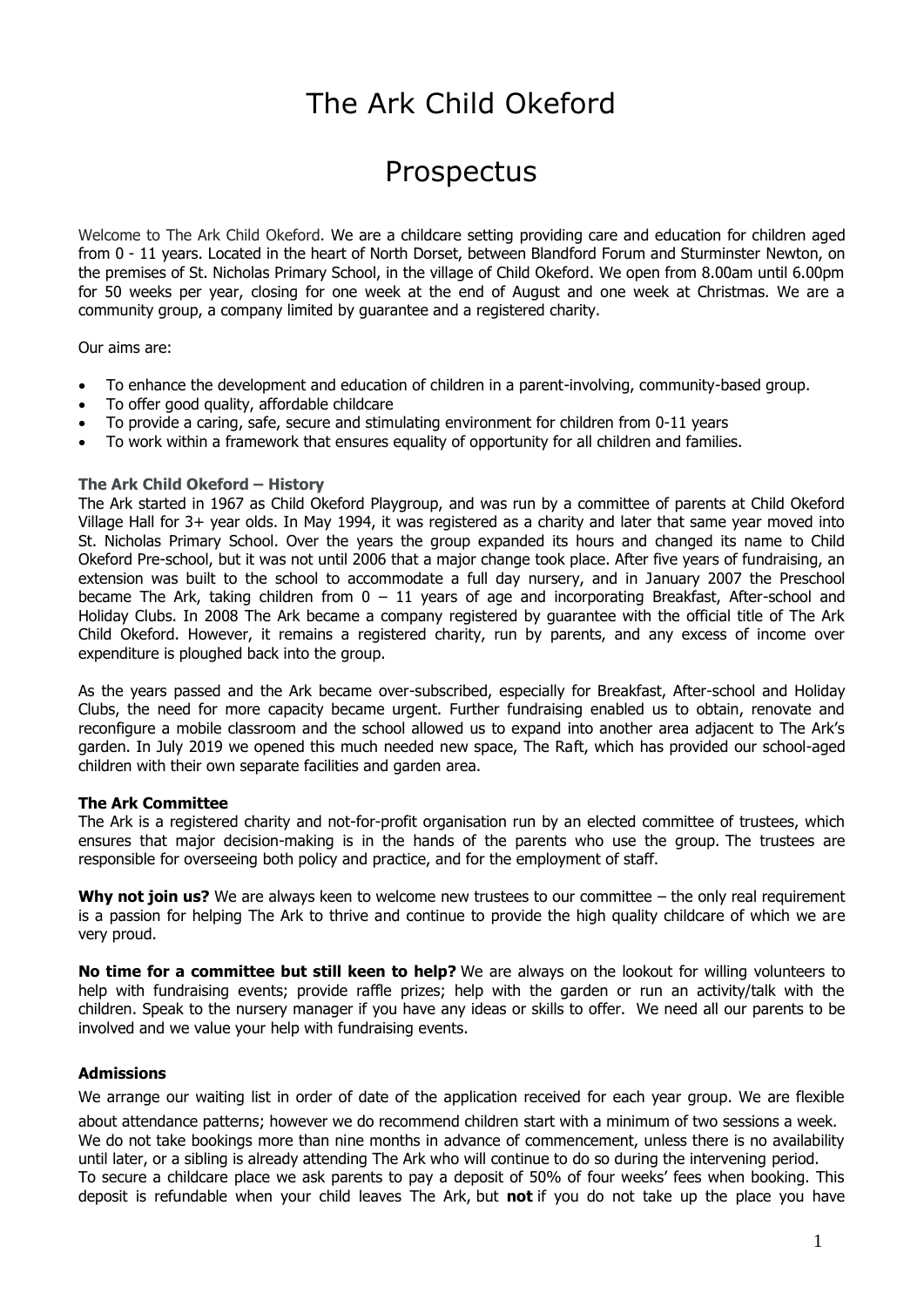# The Ark Child Okeford

# Prospectus

Welcome to The Ark Child Okeford. We are a childcare setting providing care and education for children aged from 0 - 11 years. Located in the heart of North Dorset, between Blandford Forum and Sturminster Newton, on the premises of St. Nicholas Primary School, in the village of Child Okeford. We open from 8.00am until 6.00pm for 50 weeks per year, closing for one week at the end of August and one week at Christmas. We are a community group, a company limited by guarantee and a registered charity.

Our aims are:

- To enhance the development and education of children in a parent-involving, community-based group.
- To offer good quality, affordable childcare
- To provide a caring, safe, secure and stimulating environment for children from 0-11 years
- To work within a framework that ensures equality of opportunity for all children and families.

### The Ark Child Okeford – History

The Ark started in 1967 as Child Okeford Playgroup, and was run by a committee of parents at Child Okeford Village Hall for 3+ year olds. In May 1994, it was registered as a charity and later that same year moved into St. Nicholas Primary School. Over the years the group expanded its hours and changed its name to Child Okeford Pre-school, but it was not until 2006 that a major change took place. After five years of fundraising, an extension was built to the school to accommodate a full day nursery, and in January 2007 the Preschool became The Ark, taking children from 0 – 11 years of age and incorporating Breakfast, After-school and Holiday Clubs. In 2008 The Ark became a company registered by guarantee with the official title of The Ark Child Okeford. However, it remains a registered charity, run by parents, and any excess of income over expenditure is ploughed back into the group.

As the years passed and the Ark became over-subscribed, especially for Breakfast, After-school and Holiday Clubs, the need for more capacity became urgent. Further fundraising enabled us to obtain, renovate and reconfigure a mobile classroom and the school allowed us to expand into another area adjacent to The Ark's garden. In July 2019 we opened this much needed new space, The Raft, which has provided our school-aged children with their own separate facilities and garden area.

### The Ark Committee

The Ark is a registered charity and not-for-profit organisation run by an elected committee of trustees, which ensures that major decision-making is in the hands of the parents who use the group. The trustees are responsible for overseeing both policy and practice, and for the employment of staff.

**Why not join us?** We are always keen to welcome new trustees to our committee – the only real requirement is a passion for helping The Ark to thrive and continue to provide the high quality childcare of which we are very proud.

**No time for a committee but still keen to help?** We are always on the lookout for willing volunteers to help with fundraising events; provide raffle prizes; help with the garden or run an activity/talk with the children. Speak to the nursery manager if you have any ideas or skills to offer. We need all our parents to be involved and we value your help with fundraising events.

### Admissions

We arrange our waiting list in order of date of the application received for each year group. We are flexible about attendance patterns; however we do recommend children start with a minimum of two sessions a week. We do not take bookings more than nine months in advance of commencement, unless there is no availability until later, or a sibling is already attending The Ark who will continue to do so during the intervening period. To secure a childcare place we ask parents to pay a deposit of 50% of four weeks' fees when booking. This deposit is refundable when your child leaves The Ark, but **not** if you do not take up the place you have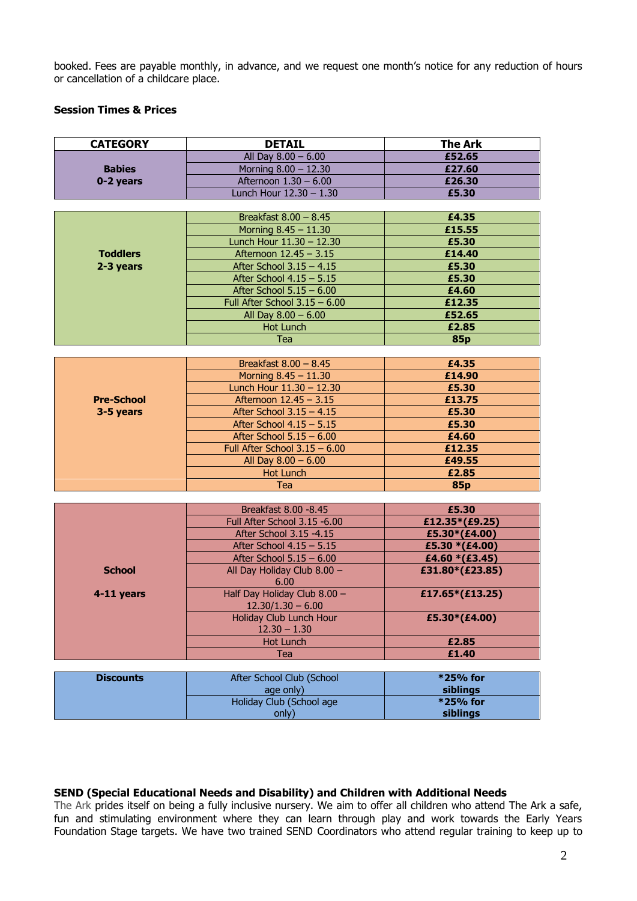booked. Fees are payable monthly, in advance, and we request one month's notice for any reduction of hours or cancellation of a childcare place.

**Session Times & Prices**

| CATEGORY | DETAIL | The Ark |
|---|---|---|
| **Babies 0-2 years** | All Day 8.00 – 6.00 | **£52.65** |
| | Morning 8.00 – 12.30 | **£27.60** |
| | Afternoon 1.30 – 6.00 | **£26.30** |
| | Lunch Hour 12.30 – 1.30 | **£5.30** |
| **Toddlers 2-3 years** | Breakfast 8.00 – 8.45 | **£4.35** |
| | Morning 8.45 – 11.30 | **£15.55** |
| | Lunch Hour 11.30 – 12.30 | **£5.30** |
| | Afternoon 12.45 – 3.15 | **£14.40** |
| | After School 3.15 – 4.15 | **£5.30** |
| | After School 4.15 – 5.15 | **£5.30** |
| | After School 5.15 – 6.00 | **£4.60** |
| | Full After School 3.15 – 6.00 | **£12.35** |
| | All Day 8.00 – 6.00 | **£52.65** |
| | Hot Lunch | **£2.85** |
| | Tea | **85p** |
| **Pre-School 3-5 years** | Breakfast 8.00 – 8.45 | **£4.35** |
| | Morning 8.45 – 11.30 | **£14.90** |
| | Lunch Hour 11.30 – 12.30 | **£5.30** |
| | Afternoon 12.45 – 3.15 | **£13.75** |
| | After School 3.15 – 4.15 | **£5.30** |
| | After School 4.15 – 5.15 | **£5.30** |
| | After School 5.15 – 6.00 | **£4.60** |
| | Full After School 3.15 – 6.00 | **£12.35** |
| | All Day 8.00 – 6.00 | **£49.55** |
| | Hot Lunch | **£2.85** |
| | Tea | **85p** |
| **School 4-11 years** | Breakfast 8.00 -8.45 | **£5.30** |
| | Full After School 3.15 -6.00 | **£12.35*(£9.25)** |
| | After School 3.15 -4.15 | **£5.30*(£4.00)** |
| | After School 4.15 – 5.15 | **£5.30 *(£4.00)** |
| | After School 5.15 – 6.00 | **£4.60 *(£3.45)** |
| | All Day Holiday Club 8.00 – 6.00 | **£31.80*(£23.85)** |
| | Half Day Holiday Club 8.00 – 12.30/1.30 – 6.00 | **£17.65*(£13.25)** |
| | Holiday Club Lunch Hour 12.30 – 1.30 | **£5.30*(£4.00)** |
| | Hot Lunch | **£2.85** |
| | Tea | **£1.40** |
| **Discounts** | After School Club (School age only) | ***25% for siblings** |
| | Holiday Club (School age only) | ***25% for siblings** |

**SEND (Special Educational Needs and Disability) and Children with Additional Needs**
The Ark prides itself on being a fully inclusive nursery. We aim to offer all children who attend The Ark a safe, fun and stimulating environment where they can learn through play and work towards the Early Years Foundation Stage targets. We have two trained SEND Coordinators who attend regular training to keep up to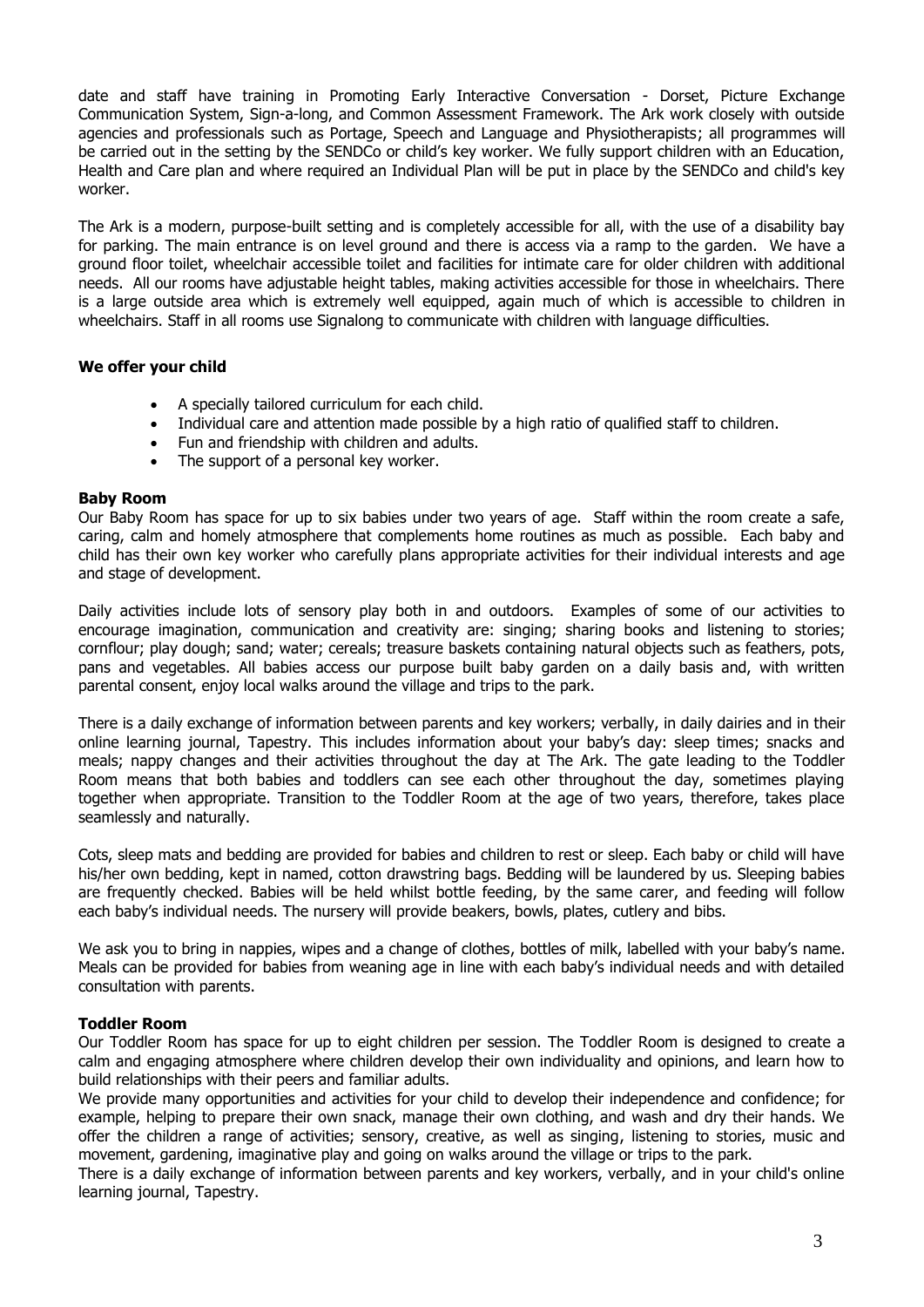date and staff have training in Promoting Early Interactive Conversation - Dorset, Picture Exchange Communication System, Sign-a-long, and Common Assessment Framework. The Ark work closely with outside agencies and professionals such as Portage, Speech and Language and Physiotherapists; all programmes will be carried out in the setting by the SENDCo or child's key worker. We fully support children with an Education, Health and Care plan and where required an Individual Plan will be put in place by the SENDCo and child's key worker.

The Ark is a modern, purpose-built setting and is completely accessible for all, with the use of a disability bay for parking. The main entrance is on level ground and there is access via a ramp to the garden. We have a ground floor toilet, wheelchair accessible toilet and facilities for intimate care for older children with additional needs. All our rooms have adjustable height tables, making activities accessible for those in wheelchairs. There is a large outside area which is extremely well equipped, again much of which is accessible to children in wheelchairs. Staff in all rooms use Signalong to communicate with children with language difficulties.

**We offer your child**

- A specially tailored curriculum for each child.
- Individual care and attention made possible by a high ratio of qualified staff to children.
- Fun and friendship with children and adults.
- The support of a personal key worker.

**Baby Room**

Our Baby Room has space for up to six babies under two years of age. Staff within the room create a safe, caring, calm and homely atmosphere that complements home routines as much as possible. Each baby and child has their own key worker who carefully plans appropriate activities for their individual interests and age and stage of development.

Daily activities include lots of sensory play both in and outdoors. Examples of some of our activities to encourage imagination, communication and creativity are: singing; sharing books and listening to stories; cornflour; play dough; sand; water; cereals; treasure baskets containing natural objects such as feathers, pots, pans and vegetables. All babies access our purpose built baby garden on a daily basis and, with written parental consent, enjoy local walks around the village and trips to the park.

There is a daily exchange of information between parents and key workers; verbally, in daily dairies and in their online learning journal, Tapestry. This includes information about your baby's day: sleep times; snacks and meals; nappy changes and their activities throughout the day at The Ark. The gate leading to the Toddler Room means that both babies and toddlers can see each other throughout the day, sometimes playing together when appropriate. Transition to the Toddler Room at the age of two years, therefore, takes place seamlessly and naturally.

Cots, sleep mats and bedding are provided for babies and children to rest or sleep. Each baby or child will have his/her own bedding, kept in named, cotton drawstring bags. Bedding will be laundered by us. Sleeping babies are frequently checked. Babies will be held whilst bottle feeding, by the same carer, and feeding will follow each baby's individual needs. The nursery will provide beakers, bowls, plates, cutlery and bibs.

We ask you to bring in nappies, wipes and a change of clothes, bottles of milk, labelled with your baby's name. Meals can be provided for babies from weaning age in line with each baby's individual needs and with detailed consultation with parents.

**Toddler Room**

Our Toddler Room has space for up to eight children per session. The Toddler Room is designed to create a calm and engaging atmosphere where children develop their own individuality and opinions, and learn how to build relationships with their peers and familiar adults.

We provide many opportunities and activities for your child to develop their independence and confidence; for example, helping to prepare their own snack, manage their own clothing, and wash and dry their hands. We offer the children a range of activities; sensory, creative, as well as singing, listening to stories, music and movement, gardening, imaginative play and going on walks around the village or trips to the park.

There is a daily exchange of information between parents and key workers, verbally, and in your child's online learning journal, Tapestry.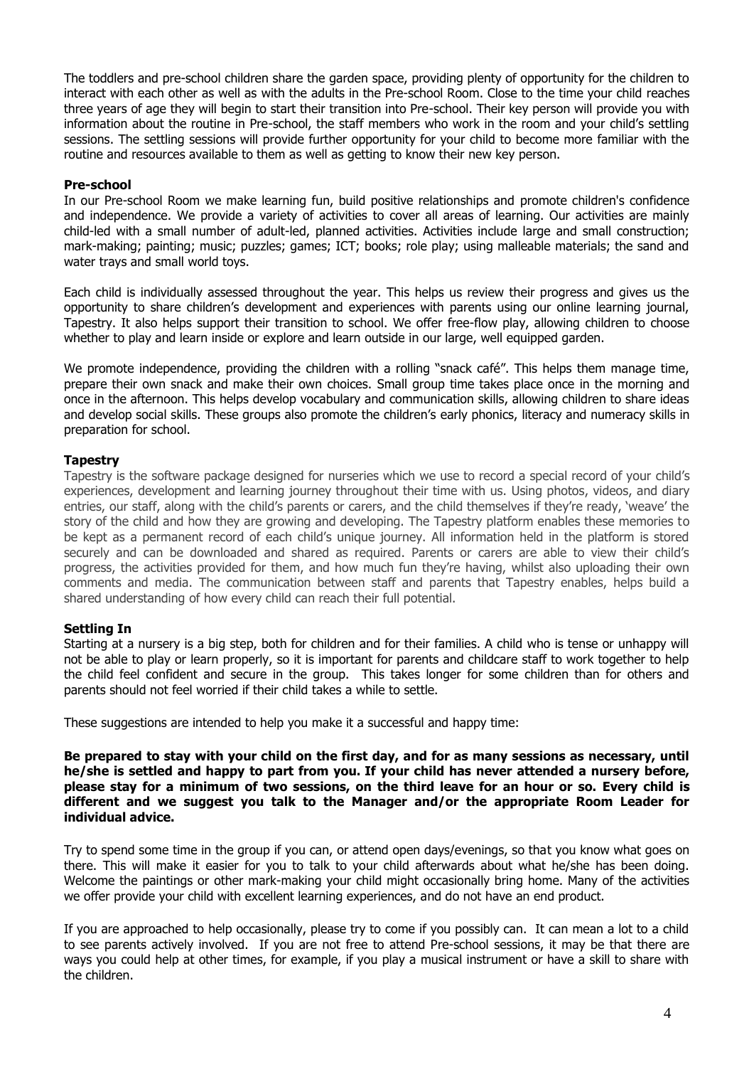The toddlers and pre-school children share the garden space, providing plenty of opportunity for the children to interact with each other as well as with the adults in the Pre-school Room. Close to the time your child reaches three years of age they will begin to start their transition into Pre-school. Their key person will provide you with information about the routine in Pre-school, the staff members who work in the room and your child's settling sessions. The settling sessions will provide further opportunity for your child to become more familiar with the routine and resources available to them as well as getting to know their new key person.

**Pre-school**

In our Pre-school Room we make learning fun, build positive relationships and promote children's confidence and independence. We provide a variety of activities to cover all areas of learning. Our activities are mainly child-led with a small number of adult-led, planned activities. Activities include large and small construction; mark-making; painting; music; puzzles; games; ICT; books; role play; using malleable materials; the sand and water trays and small world toys.

Each child is individually assessed throughout the year. This helps us review their progress and gives us the opportunity to share children's development and experiences with parents using our online learning journal, Tapestry. It also helps support their transition to school. We offer free-flow play, allowing children to choose whether to play and learn inside or explore and learn outside in our large, well equipped garden.

We promote independence, providing the children with a rolling "snack café". This helps them manage time, prepare their own snack and make their own choices. Small group time takes place once in the morning and once in the afternoon. This helps develop vocabulary and communication skills, allowing children to share ideas and develop social skills. These groups also promote the children's early phonics, literacy and numeracy skills in preparation for school.

**Tapestry**

Tapestry is the software package designed for nurseries which we use to record a special record of your child's experiences, development and learning journey throughout their time with us. Using photos, videos, and diary entries, our staff, along with the child's parents or carers, and the child themselves if they're ready, 'weave' the story of the child and how they are growing and developing. The Tapestry platform enables these memories to be kept as a permanent record of each child's unique journey. All information held in the platform is stored securely and can be downloaded and shared as required. Parents or carers are able to view their child's progress, the activities provided for them, and how much fun they're having, whilst also uploading their own comments and media. The communication between staff and parents that Tapestry enables, helps build a shared understanding of how every child can reach their full potential.

**Settling In**

Starting at a nursery is a big step, both for children and for their families. A child who is tense or unhappy will not be able to play or learn properly, so it is important for parents and childcare staff to work together to help the child feel confident and secure in the group. This takes longer for some children than for others and parents should not feel worried if their child takes a while to settle.

These suggestions are intended to help you make it a successful and happy time:

**Be prepared to stay with your child on the first day, and for as many sessions as necessary, until he/she is settled and happy to part from you. If your child has never attended a nursery before, please stay for a minimum of two sessions, on the third leave for an hour or so. Every child is different and we suggest you talk to the Manager and/or the appropriate Room Leader for individual advice.**

Try to spend some time in the group if you can, or attend open days/evenings, so that you know what goes on there. This will make it easier for you to talk to your child afterwards about what he/she has been doing. Welcome the paintings or other mark-making your child might occasionally bring home. Many of the activities we offer provide your child with excellent learning experiences, and do not have an end product.

If you are approached to help occasionally, please try to come if you possibly can. It can mean a lot to a child to see parents actively involved. If you are not free to attend Pre-school sessions, it may be that there are ways you could help at other times, for example, if you play a musical instrument or have a skill to share with the children.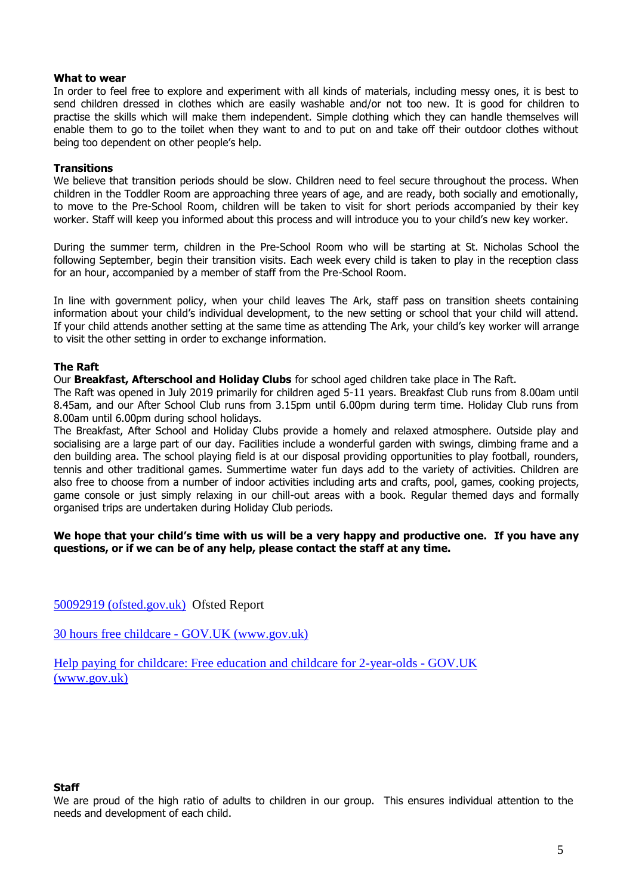**What to wear**

In order to feel free to explore and experiment with all kinds of materials, including messy ones, it is best to send children dressed in clothes which are easily washable and/or not too new. It is good for children to practise the skills which will make them independent. Simple clothing which they can handle themselves will enable them to go to the toilet when they want to and to put on and take off their outdoor clothes without being too dependent on other people's help.

**Transitions**

We believe that transition periods should be slow. Children need to feel secure throughout the process. When children in the Toddler Room are approaching three years of age, and are ready, both socially and emotionally, to move to the Pre-School Room, children will be taken to visit for short periods accompanied by their key worker. Staff will keep you informed about this process and will introduce you to your child's new key worker.

During the summer term, children in the Pre-School Room who will be starting at St. Nicholas School the following September, begin their transition visits. Each week every child is taken to play in the reception class for an hour, accompanied by a member of staff from the Pre-School Room.

In line with government policy, when your child leaves The Ark, staff pass on transition sheets containing information about your child's individual development, to the new setting or school that your child will attend. If your child attends another setting at the same time as attending The Ark, your child's key worker will arrange to visit the other setting in order to exchange information.

**The Raft**

Our **Breakfast, Afterschool and Holiday Clubs** for school aged children take place in The Raft.

The Raft was opened in July 2019 primarily for children aged 5-11 years. Breakfast Club runs from 8.00am until 8.45am, and our After School Club runs from 3.15pm until 6.00pm during term time. Holiday Club runs from 8.00am until 6.00pm during school holidays.

The Breakfast, After School and Holiday Clubs provide a homely and relaxed atmosphere. Outside play and socialising are a large part of our day. Facilities include a wonderful garden with swings, climbing frame and a den building area. The school playing field is at our disposal providing opportunities to play football, rounders, tennis and other traditional games. Summertime water fun days add to the variety of activities. Children are also free to choose from a number of indoor activities including arts and crafts, pool, games, cooking projects, game console or just simply relaxing in our chill-out areas with a book. Regular themed days and formally organised trips are undertaken during Holiday Club periods.

**We hope that your child's time with us will be a very happy and productive one. If you have any questions, or if we can be of any help, please contact the staff at any time.**

50092919 (ofsted.gov.uk) Ofsted Report

30 hours free childcare - GOV.UK (www.gov.uk)

Help paying for childcare: Free education and childcare for 2-year-olds - GOV.UK (www.gov.uk)

**Staff**

We are proud of the high ratio of adults to children in our group. This ensures individual attention to the needs and development of each child.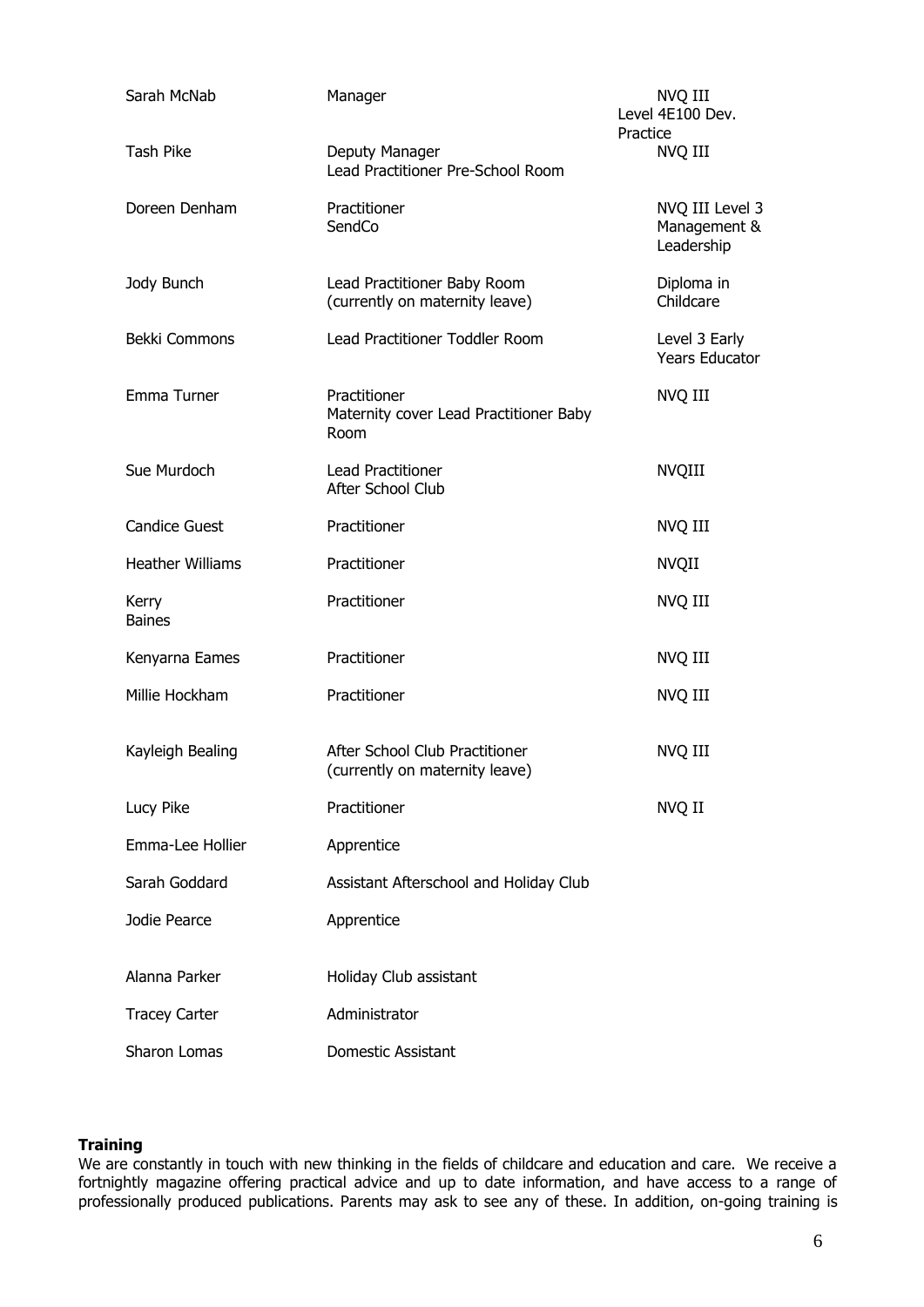| Name | Role | Qualification |
|---|---|---|
| Sarah McNab | Manager | NVQ III Level 4E100 Dev. Practice |
| Tash Pike | Deputy Manager Lead Practitioner Pre-School Room | NVQ III |
| Doreen Denham | Practitioner SendCo | NVQ III Level 3 Management & Leadership |
| Jody Bunch | Lead Practitioner Baby Room (currently on maternity leave) | Diploma in Childcare |
| Bekki Commons | Lead Practitioner Toddler Room | Level 3 Early Years Educator |
| Emma Turner | Practitioner Maternity cover Lead Practitioner Baby Room | NVQ III |
| Sue Murdoch | Lead Practitioner After School Club | NVQIII |
| Candice Guest | Practitioner | NVQ III |
| Heather Williams | Practitioner | NVQII |
| Kerry Baines | Practitioner | NVQ III |
| Kenyarna Eames | Practitioner | NVQ III |
| Millie Hockham | Practitioner | NVQ III |
| Kayleigh Bealing | After School Club Practitioner (currently on maternity leave) | NVQ III |
| Lucy Pike | Practitioner | NVQ II |
| Emma-Lee Hollier | Apprentice | |
| Sarah Goddard | Assistant Afterschool and Holiday Club | |
| Jodie Pearce | Apprentice | |
| Alanna Parker | Holiday Club assistant | |
| Tracey Carter | Administrator | |
| Sharon Lomas | Domestic Assistant | |

**Training**

We are constantly in touch with new thinking in the fields of childcare and education and care. We receive a fortnightly magazine offering practical advice and up to date information, and have access to a range of professionally produced publications. Parents may ask to see any of these. In addition, on-going training is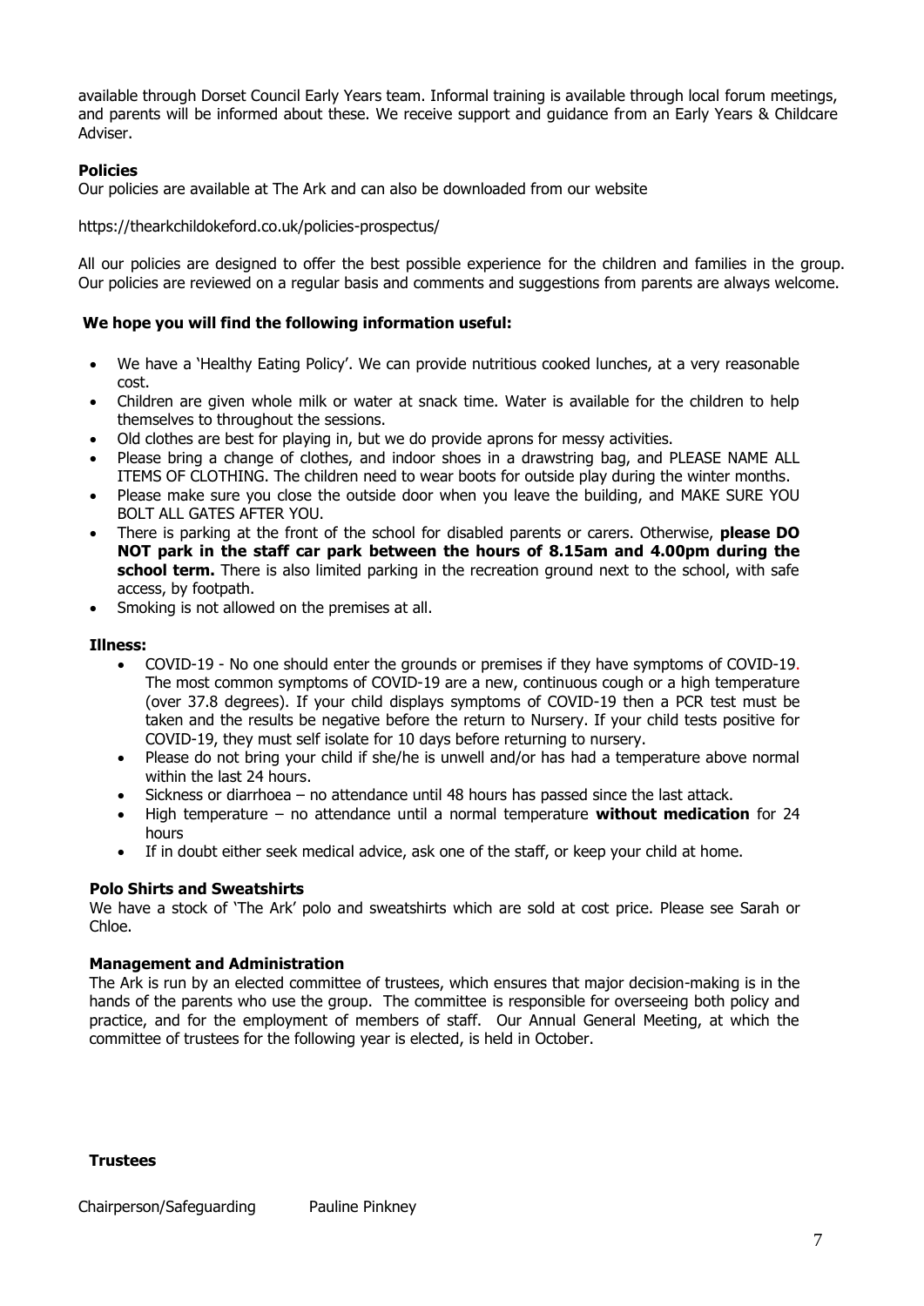available through Dorset Council Early Years team. Informal training is available through local forum meetings, and parents will be informed about these. We receive support and guidance from an Early Years & Childcare Adviser.

**Policies**

Our policies are available at The Ark and can also be downloaded from our website

https://thearkchildokeford.co.uk/policies-prospectus/

All our policies are designed to offer the best possible experience for the children and families in the group. Our policies are reviewed on a regular basis and comments and suggestions from parents are always welcome.

**We hope you will find the following information useful:**

- We have a 'Healthy Eating Policy'. We can provide nutritious cooked lunches, at a very reasonable cost.
- Children are given whole milk or water at snack time. Water is available for the children to help themselves to throughout the sessions.
- Old clothes are best for playing in, but we do provide aprons for messy activities.
- Please bring a change of clothes, and indoor shoes in a drawstring bag, and PLEASE NAME ALL ITEMS OF CLOTHING. The children need to wear boots for outside play during the winter months.
- Please make sure you close the outside door when you leave the building, and MAKE SURE YOU BOLT ALL GATES AFTER YOU.
- There is parking at the front of the school for disabled parents or carers. Otherwise, **please DO NOT park in the staff car park between the hours of 8.15am and 4.00pm during the school term.** There is also limited parking in the recreation ground next to the school, with safe access, by footpath.
- Smoking is not allowed on the premises at all.

**Illness:**

- COVID-19 - No one should enter the grounds or premises if they have symptoms of COVID-19. The most common symptoms of COVID-19 are a new, continuous cough or a high temperature (over 37.8 degrees). If your child displays symptoms of COVID-19 then a PCR test must be taken and the results be negative before the return to Nursery. If your child tests positive for COVID-19, they must self isolate for 10 days before returning to nursery.
- Please do not bring your child if she/he is unwell and/or has had a temperature above normal within the last 24 hours.
- Sickness or diarrhoea – no attendance until 48 hours has passed since the last attack.
- High temperature – no attendance until a normal temperature **without medication** for 24 hours
- If in doubt either seek medical advice, ask one of the staff, or keep your child at home.

**Polo Shirts and Sweatshirts**

We have a stock of 'The Ark' polo and sweatshirts which are sold at cost price. Please see Sarah or Chloe.

**Management and Administration**

The Ark is run by an elected committee of trustees, which ensures that major decision-making is in the hands of the parents who use the group. The committee is responsible for overseeing both policy and practice, and for the employment of members of staff. Our Annual General Meeting, at which the committee of trustees for the following year is elected, is held in October.

**Trustees**

Chairperson/Safeguarding Pauline Pinkney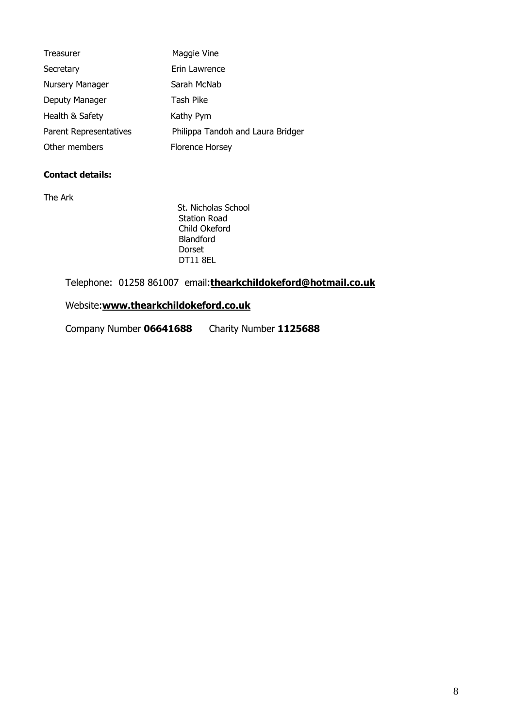| | |
|---|---|
| Treasurer | Maggie Vine |
| Secretary | Erin Lawrence |
| Nursery Manager | Sarah McNab |
| Deputy Manager | Tash Pike |
| Health & Safety | Kathy Pym |
| Parent Representatives | Philippa Tandoh and Laura Bridger |
| Other members | Florence Horsey |

**Contact details:**

The Ark

St. Nicholas School
Station Road
Child Okeford
Blandford
Dorset
DT11 8EL

Telephone: 01258 861007 email:**thearkchildokeford@hotmail.co.uk**

Website:**www.thearkchildokeford.co.uk**

Company Number **06641688** Charity Number **1125688**